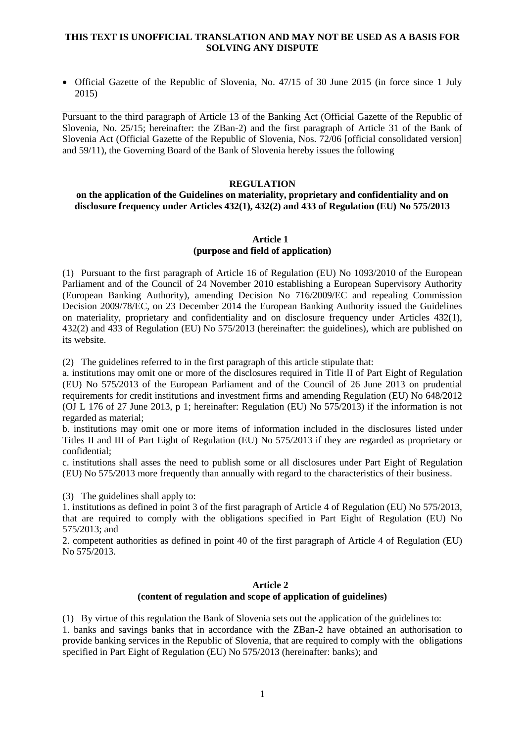**THIS TEXT IS UNOFFICIAL TRANSLATION AND MAY NOT BE USED AS A BASIS FOR SOLVING ANY DISPUTE**

- Official Gazette of the Republic of Slovenia, No. 47/15 of 30 June 2015 (in force since 1 July 2015)

---

Pursuant to the third paragraph of Article 13 of the Banking Act (Official Gazette of the Republic of Slovenia, No. 25/15; hereinafter: the ZBan-2) and the first paragraph of Article 31 of the Bank of Slovenia Act (Official Gazette of the Republic of Slovenia, Nos. 72/06 [official consolidated version] and 59/11), the Governing Board of the Bank of Slovenia hereby issues the following

# REGULATION

## on the application of the Guidelines on materiality, proprietary and confidentiality and on disclosure frequency under Articles 432(1), 432(2) and 433 of Regulation (EU) No 575/2013

### Article 1
### (purpose and field of application)

(1) Pursuant to the first paragraph of Article 16 of Regulation (EU) No 1093/2010 of the European Parliament and of the Council of 24 November 2010 establishing a European Supervisory Authority (European Banking Authority), amending Decision No 716/2009/EC and repealing Commission Decision 2009/78/EC, on 23 December 2014 the European Banking Authority issued the Guidelines on materiality, proprietary and confidentiality and on disclosure frequency under Articles 432(1), 432(2) and 433 of Regulation (EU) No 575/2013 (hereinafter: the guidelines), which are published on its website.

(2) The guidelines referred to in the first paragraph of this article stipulate that:

a. institutions may omit one or more of the disclosures required in Title II of Part Eight of Regulation (EU) No 575/2013 of the European Parliament and of the Council of 26 June 2013 on prudential requirements for credit institutions and investment firms and amending Regulation (EU) No 648/2012 (OJ L 176 of 27 June 2013, p 1; hereinafter: Regulation (EU) No 575/2013) if the information is not regarded as material;

b. institutions may omit one or more items of information included in the disclosures listed under Titles II and III of Part Eight of Regulation (EU) No 575/2013 if they are regarded as proprietary or confidential;

c. institutions shall asses the need to publish some or all disclosures under Part Eight of Regulation (EU) No 575/2013 more frequently than annually with regard to the characteristics of their business.

(3) The guidelines shall apply to:

1. institutions as defined in point 3 of the first paragraph of Article 4 of Regulation (EU) No 575/2013, that are required to comply with the obligations specified in Part Eight of Regulation (EU) No 575/2013; and

2. competent authorities as defined in point 40 of the first paragraph of Article 4 of Regulation (EU) No 575/2013.

### Article 2
### (content of regulation and scope of application of guidelines)

(1) By virtue of this regulation the Bank of Slovenia sets out the application of the guidelines to:

1. banks and savings banks that in accordance with the ZBan-2 have obtained an authorisation to provide banking services in the Republic of Slovenia, that are required to comply with the obligations specified in Part Eight of Regulation (EU) No 575/2013 (hereinafter: banks); and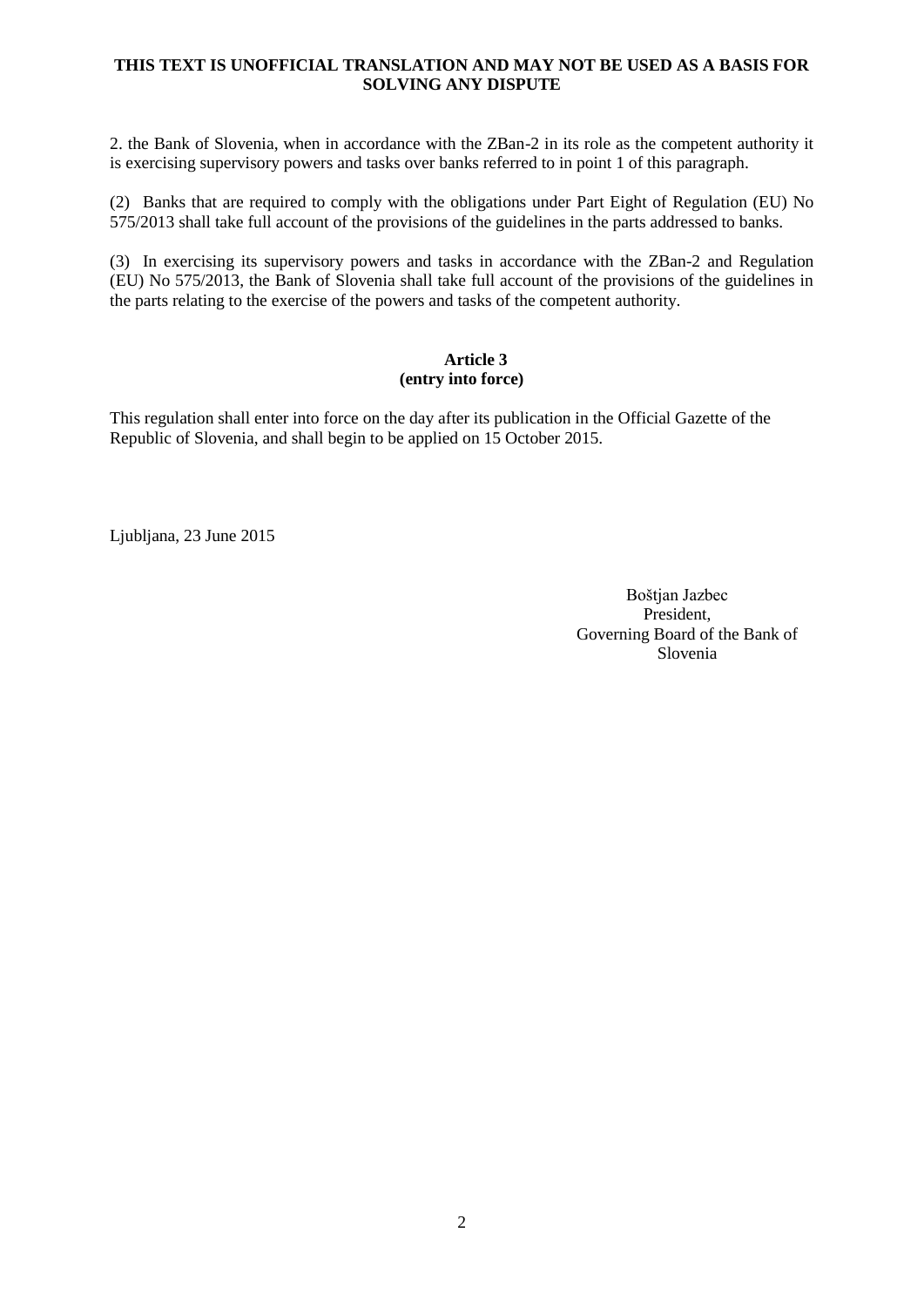**THIS TEXT IS UNOFFICIAL TRANSLATION AND MAY NOT BE USED AS A BASIS FOR SOLVING ANY DISPUTE**

2. the Bank of Slovenia, when in accordance with the ZBan-2 in its role as the competent authority it is exercising supervisory powers and tasks over banks referred to in point 1 of this paragraph.

(2) Banks that are required to comply with the obligations under Part Eight of Regulation (EU) No 575/2013 shall take full account of the provisions of the guidelines in the parts addressed to banks.

(3) In exercising its supervisory powers and tasks in accordance with the ZBan-2 and Regulation (EU) No 575/2013, the Bank of Slovenia shall take full account of the provisions of the guidelines in the parts relating to the exercise of the powers and tasks of the competent authority.

**Article 3**
**(entry into force)**

This regulation shall enter into force on the day after its publication in the Official Gazette of the Republic of Slovenia, and shall begin to be applied on 15 October 2015.

Ljubljana, 23 June 2015

Boštjan Jazbec
President,
Governing Board of the Bank of Slovenia